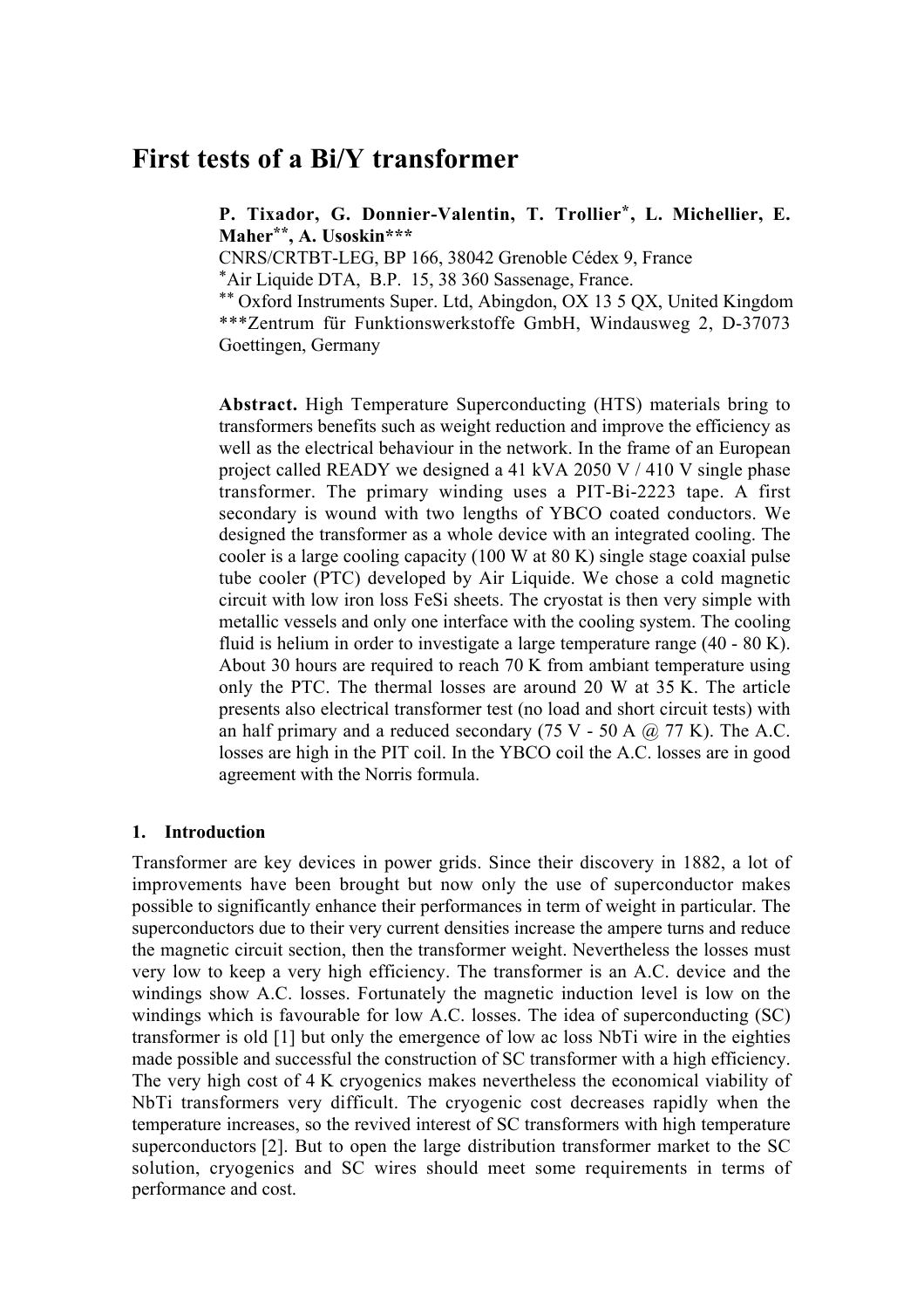# First tests of a Bi/Y transformer

**P. Tixador, G. Donnier-Valentin, T. Trollier[*], L. Michellier, E. Maher[**], A. Usoskin[***]**

CNRS/CRTBT-LEG, BP 166, 38042 Grenoble Cédex 9, France

[*]Air Liquide DTA, B.P. 15, 38 360 Sassenage, France.

[**] Oxford Instruments Super. Ltd, Abingdon, OX 13 5 QX, United Kingdom

[***]Zentrum für Funktionswerkstoffe GmbH, Windausweg 2, D-37073 Goettingen, Germany

**Abstract.** High Temperature Superconducting (HTS) materials bring to transformers benefits such as weight reduction and improve the efficiency as well as the electrical behaviour in the network. In the frame of an European project called READY we designed a 41 kVA 2050 V / 410 V single phase transformer. The primary winding uses a PIT-Bi-2223 tape. A first secondary is wound with two lengths of YBCO coated conductors. We designed the transformer as a whole device with an integrated cooling. The cooler is a large cooling capacity (100 W at 80 K) single stage coaxial pulse tube cooler (PTC) developed by Air Liquide. We chose a cold magnetic circuit with low iron loss FeSi sheets. The cryostat is then very simple with metallic vessels and only one interface with the cooling system. The cooling fluid is helium in order to investigate a large temperature range (40 - 80 K). About 30 hours are required to reach 70 K from ambiant temperature using only the PTC. The thermal losses are around 20 W at 35 K. The article presents also electrical transformer test (no load and short circuit tests) with an half primary and a reduced secondary (75 V - 50 A @ 77 K). The A.C. losses are high in the PIT coil. In the YBCO coil the A.C. losses are in good agreement with the Norris formula.

## 1. Introduction

Transformer are key devices in power grids. Since their discovery in 1882, a lot of improvements have been brought but now only the use of superconductor makes possible to significantly enhance their performances in term of weight in particular. The superconductors due to their very current densities increase the ampere turns and reduce the magnetic circuit section, then the transformer weight. Nevertheless the losses must very low to keep a very high efficiency. The transformer is an A.C. device and the windings show A.C. losses. Fortunately the magnetic induction level is low on the windings which is favourable for low A.C. losses. The idea of superconducting (SC) transformer is old [1] but only the emergence of low ac loss NbTi wire in the eighties made possible and successful the construction of SC transformer with a high efficiency. The very high cost of 4 K cryogenics makes nevertheless the economical viability of NbTi transformers very difficult. The cryogenic cost decreases rapidly when the temperature increases, so the revived interest of SC transformers with high temperature superconductors [2]. But to open the large distribution transformer market to the SC solution, cryogenics and SC wires should meet some requirements in terms of performance and cost.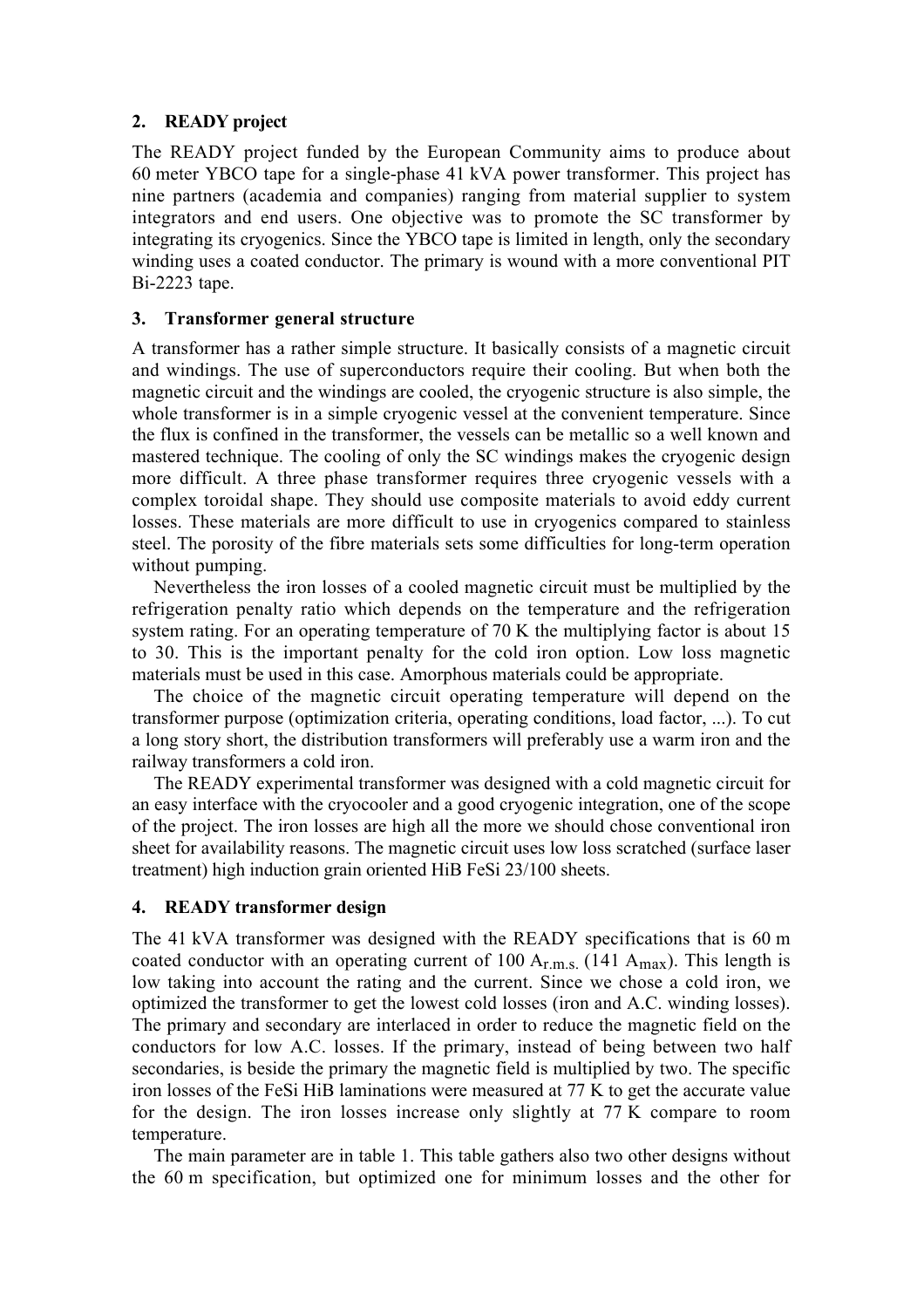## 2. READY project

The READY project funded by the European Community aims to produce about 60 meter YBCO tape for a single-phase 41 kVA power transformer. This project has nine partners (academia and companies) ranging from material supplier to system integrators and end users. One objective was to promote the SC transformer by integrating its cryogenics. Since the YBCO tape is limited in length, only the secondary winding uses a coated conductor. The primary is wound with a more conventional PIT Bi-2223 tape.

## 3. Transformer general structure

A transformer has a rather simple structure. It basically consists of a magnetic circuit and windings. The use of superconductors require their cooling. But when both the magnetic circuit and the windings are cooled, the cryogenic structure is also simple, the whole transformer is in a simple cryogenic vessel at the convenient temperature. Since the flux is confined in the transformer, the vessels can be metallic so a well known and mastered technique. The cooling of only the SC windings makes the cryogenic design more difficult. A three phase transformer requires three cryogenic vessels with a complex toroidal shape. They should use composite materials to avoid eddy current losses. These materials are more difficult to use in cryogenics compared to stainless steel. The porosity of the fibre materials sets some difficulties for long-term operation without pumping.

Nevertheless the iron losses of a cooled magnetic circuit must be multiplied by the refrigeration penalty ratio which depends on the temperature and the refrigeration system rating. For an operating temperature of 70 K the multiplying factor is about 15 to 30. This is the important penalty for the cold iron option. Low loss magnetic materials must be used in this case. Amorphous materials could be appropriate.

The choice of the magnetic circuit operating temperature will depend on the transformer purpose (optimization criteria, operating conditions, load factor, ...). To cut a long story short, the distribution transformers will preferably use a warm iron and the railway transformers a cold iron.

The READY experimental transformer was designed with a cold magnetic circuit for an easy interface with the cryocooler and a good cryogenic integration, one of the scope of the project. The iron losses are high all the more we should chose conventional iron sheet for availability reasons. The magnetic circuit uses low loss scratched (surface laser treatment) high induction grain oriented HiB FeSi 23/100 sheets.

## 4. READY transformer design

The 41 kVA transformer was designed with the READY specifications that is 60 m coated conductor with an operating current of 100 $A_{r.m.s.}$ (141 $A_{max}$). This length is low taking into account the rating and the current. Since we chose a cold iron, we optimized the transformer to get the lowest cold losses (iron and A.C. winding losses). The primary and secondary are interlaced in order to reduce the magnetic field on the conductors for low A.C. losses. If the primary, instead of being between two half secondaries, is beside the primary the magnetic field is multiplied by two. The specific iron losses of the FeSi HiB laminations were measured at 77 K to get the accurate value for the design. The iron losses increase only slightly at 77 K compare to room temperature.

The main parameter are in table 1. This table gathers also two other designs without the 60 m specification, but optimized one for minimum losses and the other for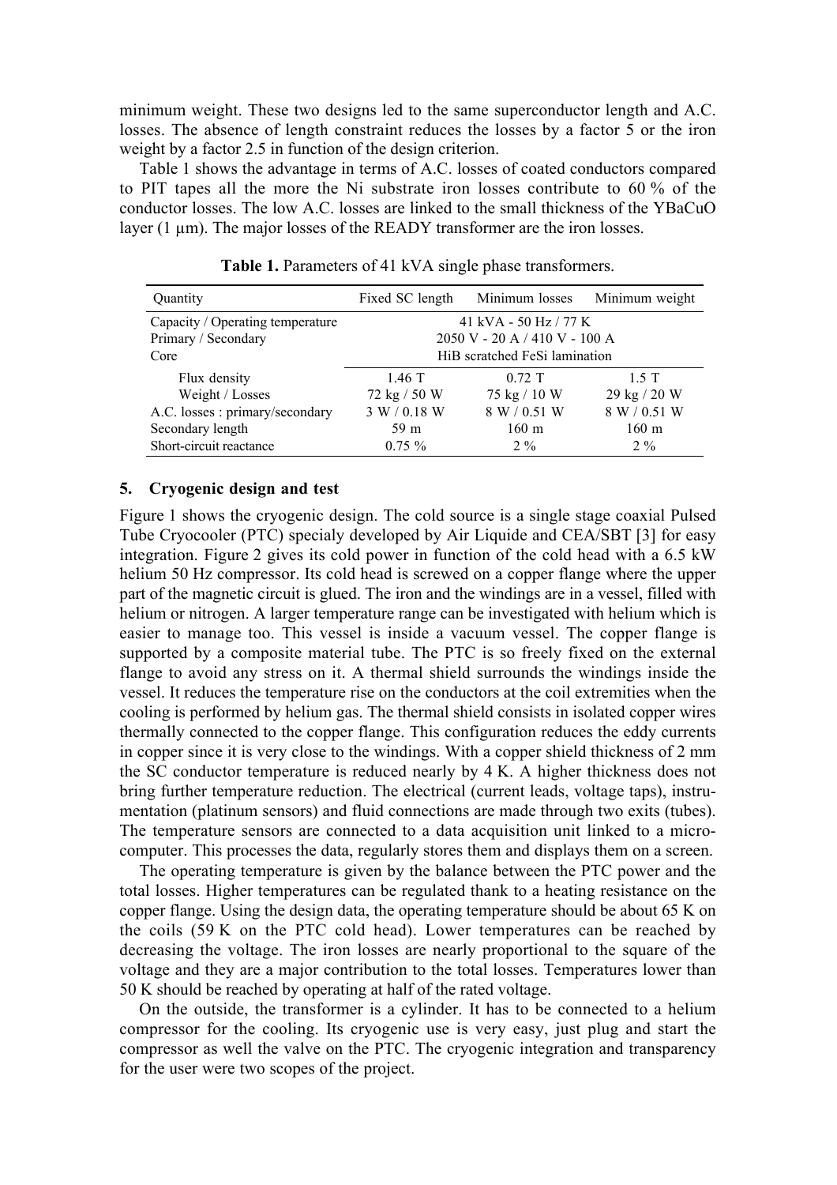minimum weight. These two designs led to the same superconductor length and A.C. losses. The absence of length constraint reduces the losses by a factor 5 or the iron weight by a factor 2.5 in function of the design criterion.

Table 1 shows the advantage in terms of A.C. losses of coated conductors compared to PIT tapes all the more the Ni substrate iron losses contribute to 60 % of the conductor losses. The low A.C. losses are linked to the small thickness of the YBaCuO layer (1 μm). The major losses of the READY transformer are the iron losses.

**Table 1.** Parameters of 41 kVA single phase transformers.

| Quantity | Fixed SC length | Minimum losses | Minimum weight |
|---|---|---|---|
| Capacity / Operating temperature | 41 kVA - 50 Hz / 77 K | | |
| Primary / Secondary | 2050 V - 20 A / 410 V - 100 A | | |
| Core | HiB scratched FeSi lamination | | |
| Flux density | 1.46 T | 0.72 T | 1.5 T |
| Weight / Losses | 72 kg / 50 W | 75 kg / 10 W | 29 kg / 20 W |
| A.C. losses : primary/secondary | 3 W / 0.18 W | 8 W / 0.51 W | 8 W / 0.51 W |
| Secondary length | 59 m | 160 m | 160 m |
| Short-circuit reactance | 0.75 % | 2 % | 2 % |

## 5. Cryogenic design and test

Figure 1 shows the cryogenic design. The cold source is a single stage coaxial Pulsed Tube Cryocooler (PTC) specialy developed by Air Liquide and CEA/SBT [3] for easy integration. Figure 2 gives its cold power in function of the cold head with a 6.5 kW helium 50 Hz compressor. Its cold head is screwed on a copper flange where the upper part of the magnetic circuit is glued. The iron and the windings are in a vessel, filled with helium or nitrogen. A larger temperature range can be investigated with helium which is easier to manage too. This vessel is inside a vacuum vessel. The copper flange is supported by a composite material tube. The PTC is so freely fixed on the external flange to avoid any stress on it. A thermal shield surrounds the windings inside the vessel. It reduces the temperature rise on the conductors at the coil extremities when the cooling is performed by helium gas. The thermal shield consists in isolated copper wires thermally connected to the copper flange. This configuration reduces the eddy currents in copper since it is very close to the windings. With a copper shield thickness of 2 mm the SC conductor temperature is reduced nearly by 4 K. A higher thickness does not bring further temperature reduction. The electrical (current leads, voltage taps), instrumentation (platinum sensors) and fluid connections are made through two exits (tubes). The temperature sensors are connected to a data acquisition unit linked to a microcomputer. This processes the data, regularly stores them and displays them on a screen.

The operating temperature is given by the balance between the PTC power and the total losses. Higher temperatures can be regulated thank to a heating resistance on the copper flange. Using the design data, the operating temperature should be about 65 K on the coils (59 K on the PTC cold head). Lower temperatures can be reached by decreasing the voltage. The iron losses are nearly proportional to the square of the voltage and they are a major contribution to the total losses. Temperatures lower than 50 K should be reached by operating at half of the rated voltage.

On the outside, the transformer is a cylinder. It has to be connected to a helium compressor for the cooling. Its cryogenic use is very easy, just plug and start the compressor as well the valve on the PTC. The cryogenic integration and transparency for the user were two scopes of the project.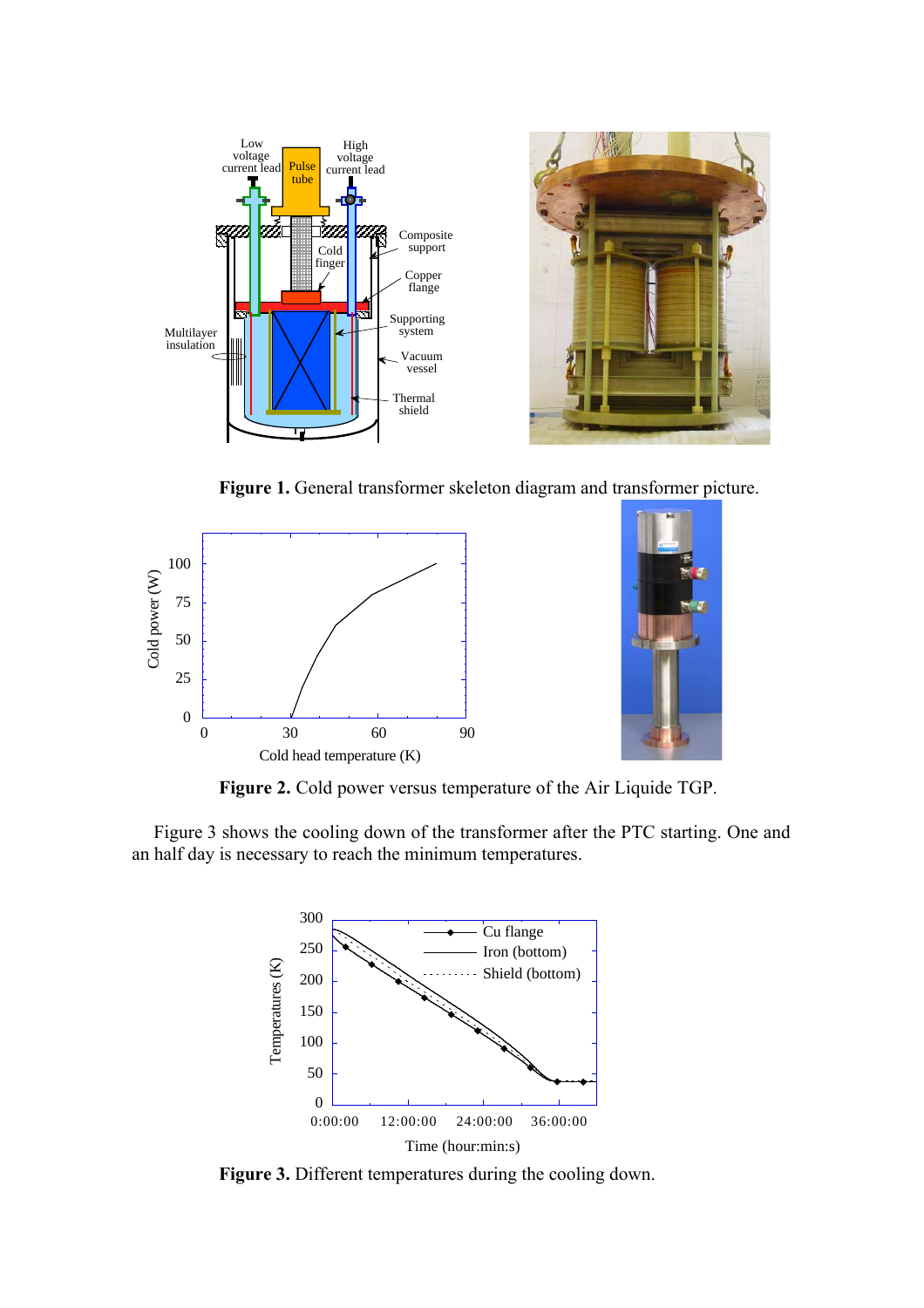Low voltage current lead

Pulse tube

High voltage current lead

Composite support

Cold finger

Copper flange

Supporting system

Multilayer insulation

Vacuum vessel

Thermal shield

**Figure 1.** General transformer skeleton diagram and transformer picture.

Cold power (W)

0
25
50
75
100

0
30
60
90

Cold head temperature (K)

**Figure 2.** Cold power versus temperature of the Air Liquide TGP.

Figure 3 shows the cooling down of the transformer after the PTC starting. One and an half day is necessary to reach the minimum temperatures.

Temperatures (K)

0
50
100
150
200
250
300

0:00:00
12:00:00
24:00:00
36:00:00

Time (hour:min:s)

Cu flange

Iron (bottom)

Shield (bottom)

**Figure 3.** Different temperatures during the cooling down.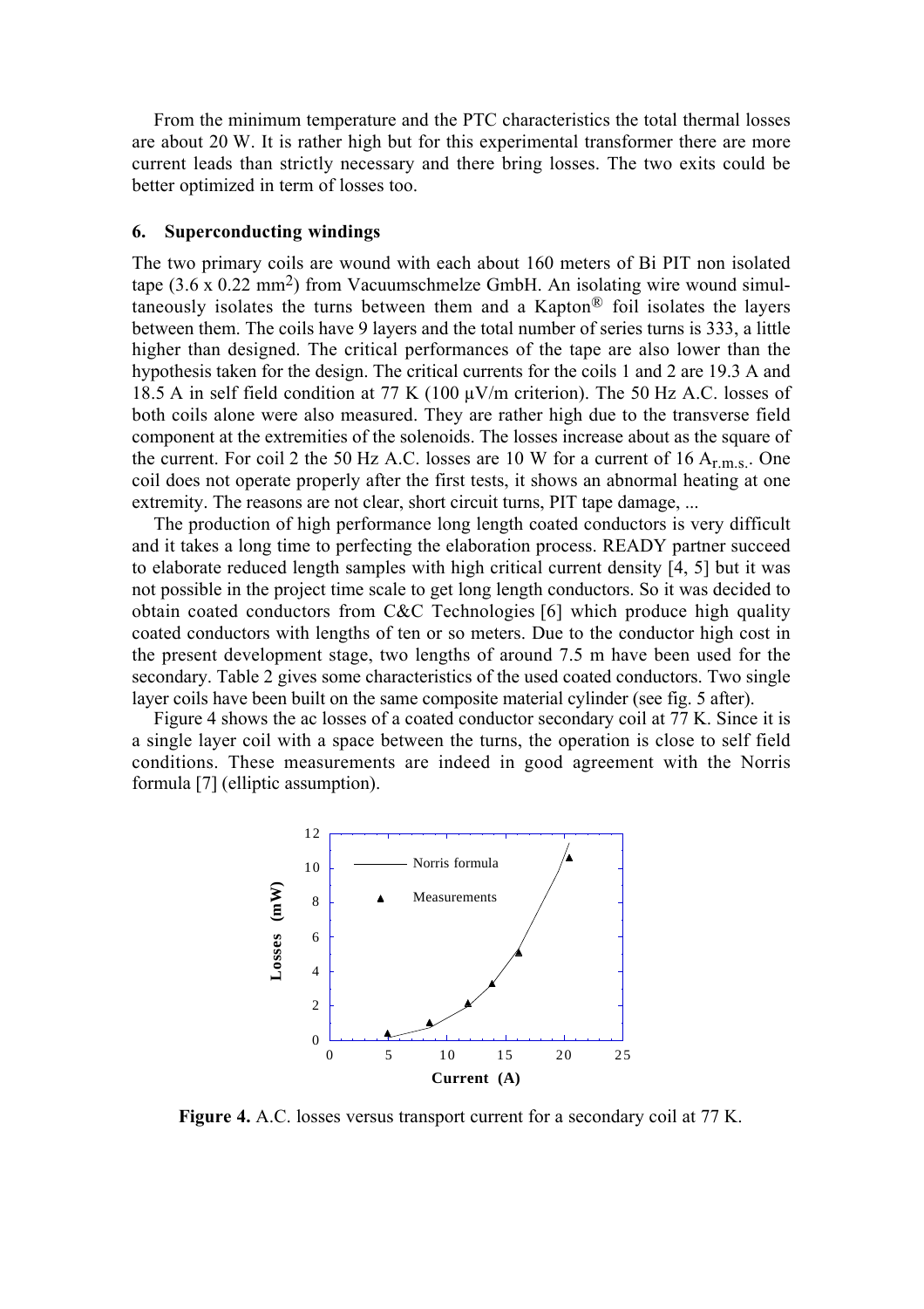From the minimum temperature and the PTC characteristics the total thermal losses are about 20 W. It is rather high but for this experimental transformer there are more current leads than strictly necessary and there bring losses. The two exits could be better optimized in term of losses too.

## 6. Superconducting windings

The two primary coils are wound with each about 160 meters of Bi PIT non isolated tape (3.6 x 0.22 mm$^2$) from Vacuumschmelze GmbH. An isolating wire wound simultaneously isolates the turns between them and a Kapton® foil isolates the layers between them. The coils have 9 layers and the total number of series turns is 333, a little higher than designed. The critical performances of the tape are also lower than the hypothesis taken for the design. The critical currents for the coils 1 and 2 are 19.3 A and 18.5 A in self field condition at 77 K (100 µV/m criterion). The 50 Hz A.C. losses of both coils alone were also measured. They are rather high due to the transverse field component at the extremities of the solenoids. The losses increase about as the square of the current. For coil 2 the 50 Hz A.C. losses are 10 W for a current of 16 $A_{r.m.s.}$. One coil does not operate properly after the first tests, it shows an abnormal heating at one extremity. The reasons are not clear, short circuit turns, PIT tape damage, ...

The production of high performance long length coated conductors is very difficult and it takes a long time to perfecting the elaboration process. READY partner succeed to elaborate reduced length samples with high critical current density [4, 5] but it was not possible in the project time scale to get long length conductors. So it was decided to obtain coated conductors from C&C Technologies [6] which produce high quality coated conductors with lengths of ten or so meters. Due to the conductor high cost in the present development stage, two lengths of around 7.5 m have been used for the secondary. Table 2 gives some characteristics of the used coated conductors. Two single layer coils have been built on the same composite material cylinder (see fig. 5 after).

Figure 4 shows the ac losses of a coated conductor secondary coil at 77 K. Since it is a single layer coil with a space between the turns, the operation is close to self field conditions. These measurements are indeed in good agreement with the Norris formula [7] (elliptic assumption).

Losses (mW)
12
10
8
6
4
2
0
0 5 10 15 20 25
Current (A)
Norris formula
Measurements

**Figure 4.** A.C. losses versus transport current for a secondary coil at 77 K.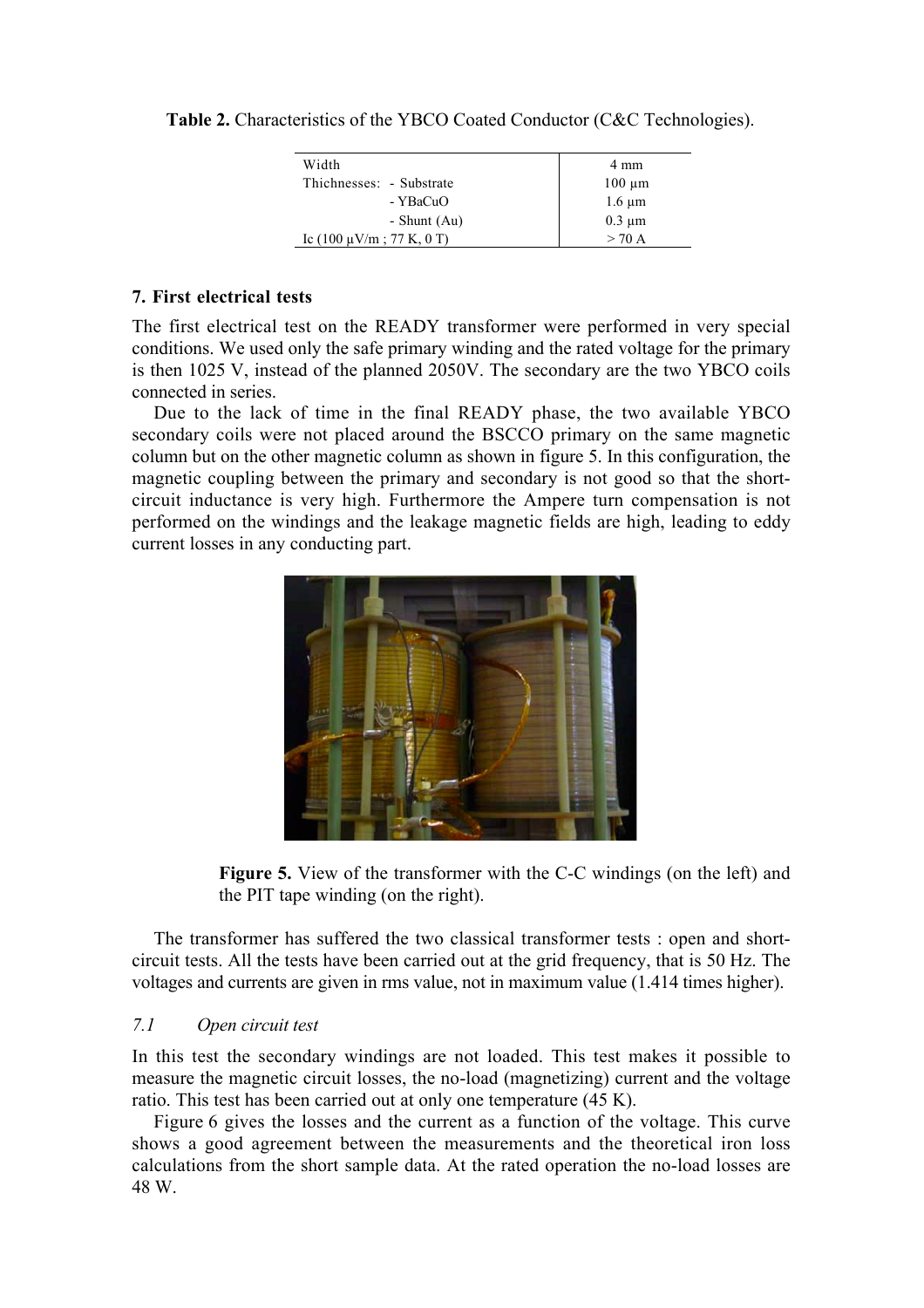**Table 2.** Characteristics of the YBCO Coated Conductor (C&C Technologies).

| | |
|---|---|
| Width | 4 mm |
| Thichnesses: - Substrate | 100 µm |
| - YBaCuO | 1.6 µm |
| - Shunt (Au) | 0.3 µm |
| Ic (100 µV/m ; 77 K, 0 T) | > 70 A |

## 7. First electrical tests

The first electrical test on the READY transformer were performed in very special conditions. We used only the safe primary winding and the rated voltage for the primary is then 1025 V, instead of the planned 2050V. The secondary are the two YBCO coils connected in series.

Due to the lack of time in the final READY phase, the two available YBCO secondary coils were not placed around the BSCCO primary on the same magnetic column but on the other magnetic column as shown in figure 5. In this configuration, the magnetic coupling between the primary and secondary is not good so that the short-circuit inductance is very high. Furthermore the Ampere turn compensation is not performed on the windings and the leakage magnetic fields are high, leading to eddy current losses in any conducting part.

**Figure 5.** View of the transformer with the C-C windings (on the left) and the PIT tape winding (on the right).

The transformer has suffered the two classical transformer tests : open and short-circuit tests. All the tests have been carried out at the grid frequency, that is 50 Hz. The voltages and currents are given in rms value, not in maximum value (1.414 times higher).

### *7.1 Open circuit test*

In this test the secondary windings are not loaded. This test makes it possible to measure the magnetic circuit losses, the no-load (magnetizing) current and the voltage ratio. This test has been carried out at only one temperature (45 K).

Figure 6 gives the losses and the current as a function of the voltage. This curve shows a good agreement between the measurements and the theoretical iron loss calculations from the short sample data. At the rated operation the no-load losses are 48 W.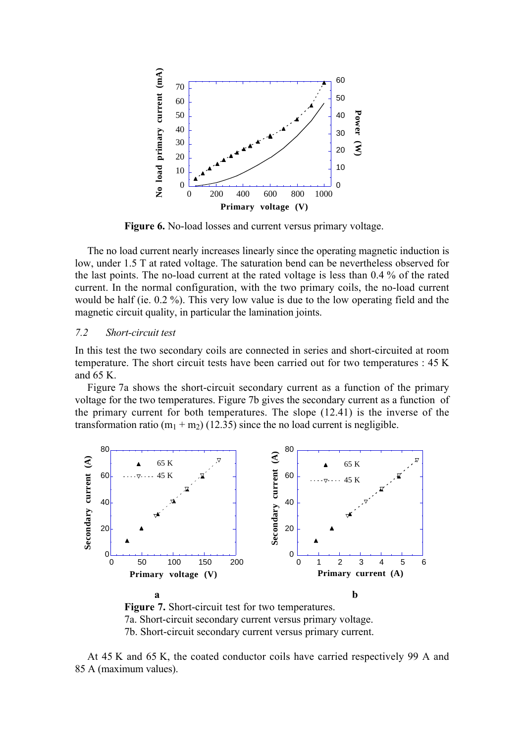No load primary current (mA)

70
60
50
40
30
20
10
0

0 200 400 600 800 1000

Primary voltage (V)

Power (W)

60
50
40
30
20
10
0

**Figure 6.** No-load losses and current versus primary voltage.

The no load current nearly increases linearly since the operating magnetic induction is low, under 1.5 T at rated voltage. The saturation bend can be nevertheless observed for the last points. The no-load current at the rated voltage is less than 0.4 % of the rated current. In the normal configuration, with the two primary coils, the no-load current would be half (ie. 0.2 %). This very low value is due to the low operating field and the magnetic circuit quality, in particular the lamination joints.

### *7.2 Short-circuit test*

In this test the two secondary coils are connected in series and short-circuited at room temperature. The short circuit tests have been carried out for two temperatures : 45 K and 65 K.

Figure 7a shows the short-circuit secondary current as a function of the primary voltage for the two temperatures. Figure 7b gives the secondary current as a function of the primary current for both temperatures. The slope (12.41) is the inverse of the transformation ratio ($m_1 + m_2$) (12.35) since the no load current is negligible.

Secondary current (A)

80
60
40
20
0

0 50 100 150 200

Primary voltage (V)

65 K
45 K

**a**

Secondary current (A)

80
60
40
20
0

0 1 2 3 4 5 6

Primary current (A)

65 K
45 K

**b**

**Figure 7.** Short-circuit test for two temperatures.
7a. Short-circuit secondary current versus primary voltage.
7b. Short-circuit secondary current versus primary current.

At 45 K and 65 K, the coated conductor coils have carried respectively 99 A and 85 A (maximum values).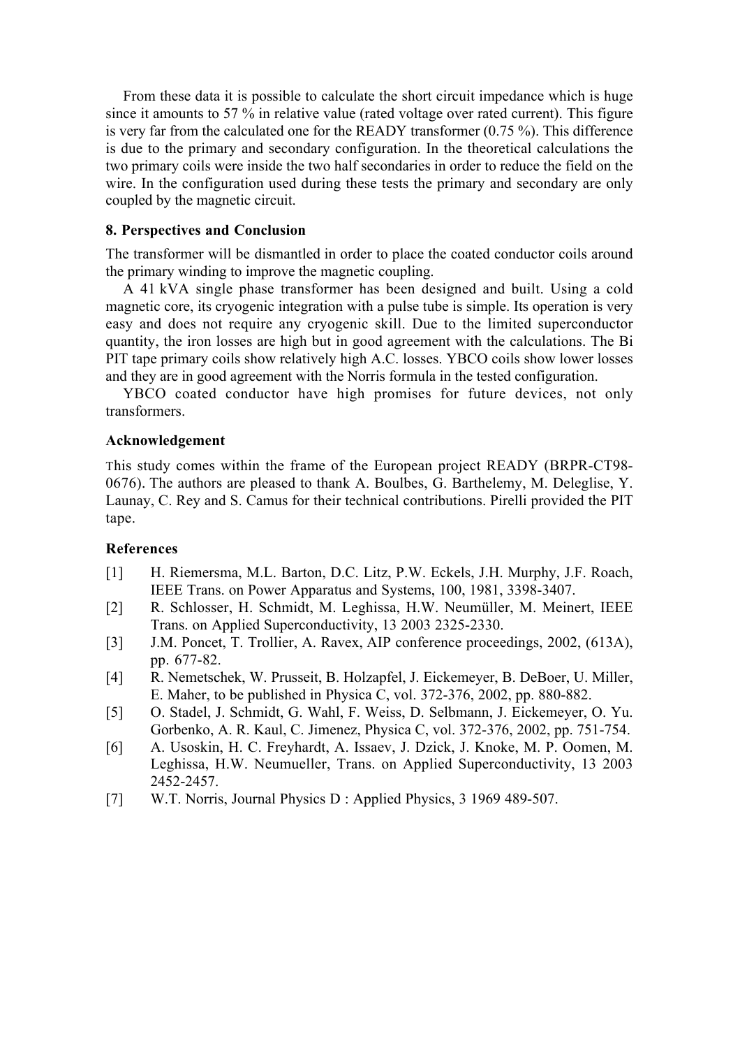From these data it is possible to calculate the short circuit impedance which is huge since it amounts to 57 % in relative value (rated voltage over rated current). This figure is very far from the calculated one for the READY transformer (0.75 %). This difference is due to the primary and secondary configuration. In the theoretical calculations the two primary coils were inside the two half secondaries in order to reduce the field on the wire. In the configuration used during these tests the primary and secondary are only coupled by the magnetic circuit.

## 8. Perspectives and Conclusion

The transformer will be dismantled in order to place the coated conductor coils around the primary winding to improve the magnetic coupling.

A 41 kVA single phase transformer has been designed and built. Using a cold magnetic core, its cryogenic integration with a pulse tube is simple. Its operation is very easy and does not require any cryogenic skill. Due to the limited superconductor quantity, the iron losses are high but in good agreement with the calculations. The Bi PIT tape primary coils show relatively high A.C. losses. YBCO coils show lower losses and they are in good agreement with the Norris formula in the tested configuration.

YBCO coated conductor have high promises for future devices, not only transformers.

## Acknowledgement

This study comes within the frame of the European project READY (BRPR-CT98-0676). The authors are pleased to thank A. Boulbes, G. Barthelemy, M. Deleglise, Y. Launay, C. Rey and S. Camus for their technical contributions. Pirelli provided the PIT tape.

## References

[1] H. Riemersma, M.L. Barton, D.C. Litz, P.W. Eckels, J.H. Murphy, J.F. Roach, IEEE Trans. on Power Apparatus and Systems, 100, 1981, 3398-3407.

[2] R. Schlosser, H. Schmidt, M. Leghissa, H.W. Neumüller, M. Meinert, IEEE Trans. on Applied Superconductivity, 13 2003 2325-2330.

[3] J.M. Poncet, T. Trollier, A. Ravex, AIP conference proceedings, 2002, (613A), pp. 677-82.

[4] R. Nemetschek, W. Prusseit, B. Holzapfel, J. Eickemeyer, B. DeBoer, U. Miller, E. Maher, to be published in Physica C, vol. 372-376, 2002, pp. 880-882.

[5] O. Stadel, J. Schmidt, G. Wahl, F. Weiss, D. Selbmann, J. Eickemeyer, O. Yu. Gorbenko, A. R. Kaul, C. Jimenez, Physica C, vol. 372-376, 2002, pp. 751-754.

[6] A. Usoskin, H. C. Freyhardt, A. Issaev, J. Dzick, J. Knoke, M. P. Oomen, M. Leghissa, H.W. Neumueller, Trans. on Applied Superconductivity, 13 2003 2452-2457.

[7] W.T. Norris, Journal Physics D : Applied Physics, 3 1969 489-507.